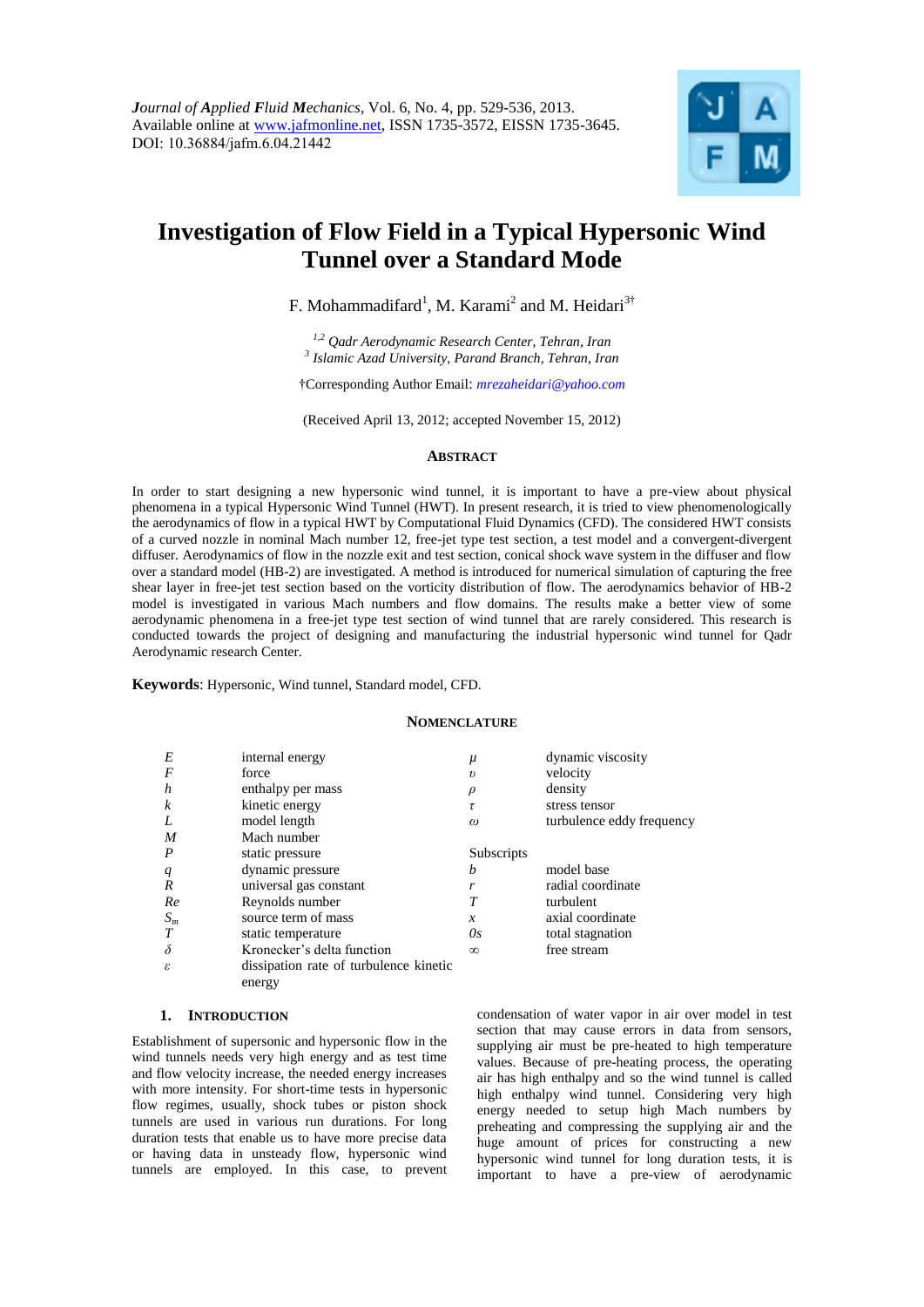*Journal of Applied Fluid Mechanics*, Vol. 6, No. 4, pp. 529-536, 2013.
Available online at www.jafmonline.net, ISSN 1735-3572, EISSN 1735-3645.
DOI: 10.36884/jafm.6.04.21442

# Investigation of Flow Field in a Typical Hypersonic Wind Tunnel over a Standard Mode

F. Mohammadifard[1], M. Karami[2] and M. Heidari[3†]

[1,2] *Qadr Aerodynamic Research Center, Tehran, Iran*
[3] *Islamic Azad University, Parand Branch, Tehran, Iran*

†Corresponding Author Email: *mrezaheidari@yahoo.com*

(Received April 13, 2012; accepted November 15, 2012)

## Abstract

In order to start designing a new hypersonic wind tunnel, it is important to have a pre-view about physical phenomena in a typical Hypersonic Wind Tunnel (HWT). In present research, it is tried to view phenomenologically the aerodynamics of flow in a typical HWT by Computational Fluid Dynamics (CFD). The considered HWT consists of a curved nozzle in nominal Mach number 12, free-jet type test section, a test model and a convergent-divergent diffuser. Aerodynamics of flow in the nozzle exit and test section, conical shock wave system in the diffuser and flow over a standard model (HB-2) are investigated. A method is introduced for numerical simulation of capturing the free shear layer in free-jet test section based on the vorticity distribution of flow. The aerodynamics behavior of HB-2 model is investigated in various Mach numbers and flow domains. The results make a better view of some aerodynamic phenomena in a free-jet type test section of wind tunnel that are rarely considered. This research is conducted towards the project of designing and manufacturing the industrial hypersonic wind tunnel for Qadr Aerodynamic research Center.

**Keywords**: Hypersonic, Wind tunnel, Standard model, CFD.

## Nomenclature

| | | | |
|---|---|---|---|
| $E$ | internal energy | $\mu$ | dynamic viscosity |
| $F$ | force | $\upsilon$ | velocity |
| $h$ | enthalpy per mass | $\rho$ | density |
| $k$ | kinetic energy | $\tau$ | stress tensor |
| $L$ | model length | $\omega$ | turbulence eddy frequency |
| $M$ | Mach number | | |
| $P$ | static pressure | Subscripts | |
| $q$ | dynamic pressure | $b$ | model base |
| $R$ | universal gas constant | $r$ | radial coordinate |
| $Re$ | Reynolds number | $T$ | turbulent |
| $S_m$ | source term of mass | $x$ | axial coordinate |
| $T$ | static temperature | $0s$ | total stagnation |
| $\delta$ | Kronecker's delta function | $\infty$ | free stream |
| $\varepsilon$ | dissipation rate of turbulence kinetic energy | | |

## 1. Introduction

Establishment of supersonic and hypersonic flow in the wind tunnels needs very high energy and as test time and flow velocity increase, the needed energy increases with more intensity. For short-time tests in hypersonic flow regimes, usually, shock tubes or piston shock tunnels are used in various run durations. For long duration tests that enable us to have more precise data or having data in unsteady flow, hypersonic wind tunnels are employed. In this case, to prevent condensation of water vapor in air over model in test section that may cause errors in data from sensors, supplying air must be pre-heated to high temperature values. Because of pre-heating process, the operating air has high enthalpy and so the wind tunnel is called high enthalpy wind tunnel. Considering very high energy needed to setup high Mach numbers by preheating and compressing the supplying air and the huge amount of prices for constructing a new hypersonic wind tunnel for long duration tests, it is important to have a pre-view of aerodynamic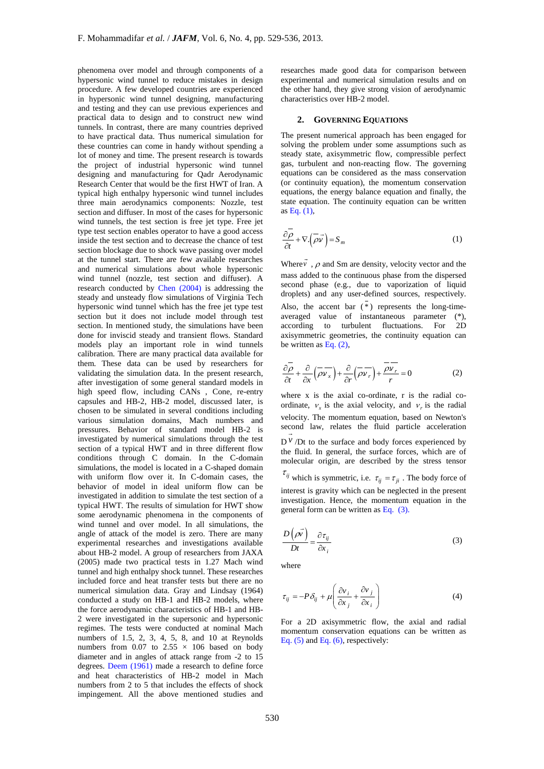phenomena over model and through components of a hypersonic wind tunnel to reduce mistakes in design procedure. A few developed countries are experienced in hypersonic wind tunnel designing, manufacturing and testing and they can use previous experiences and practical data to design and to construct new wind tunnels. In contrast, there are many countries deprived to have practical data. Thus numerical simulation for these countries can come in handy without spending a lot of money and time. The present research is towards the project of industrial hypersonic wind tunnel designing and manufacturing for Qadr Aerodynamic Research Center that would be the first HWT of Iran. A typical high enthalpy hypersonic wind tunnel includes three main aerodynamics components: Nozzle, test section and diffuser. In most of the cases for hypersonic wind tunnels, the test section is free jet type. Free jet type test section enables operator to have a good access inside the test section and to decrease the chance of test section blockage due to shock wave passing over model at the tunnel start. There are few available researches and numerical simulations about whole hypersonic wind tunnel (nozzle, test section and diffuser). A research conducted by Chen (2004) is addressing the steady and unsteady flow simulations of Virginia Tech hypersonic wind tunnel which has the free jet type test section but it does not include model through test section. In mentioned study, the simulations have been done for inviscid steady and transient flows. Standard models play an important role in wind tunnels calibration. There are many practical data available for them. These data can be used by researchers for validating the simulation data. In the present research, after investigation of some general standard models in high speed flow, including CANs , Cone, re-entry capsules and HB-2, HB-2 model, discussed later, is chosen to be simulated in several conditions including various simulation domains, Mach numbers and pressures. Behavior of standard model HB-2 is investigated by numerical simulations through the test section of a typical HWT and in three different flow conditions through C domain. In the C-domain simulations, the model is located in a C-shaped domain with uniform flow over it. In C-domain cases, the behavior of model in ideal uniform flow can be investigated in addition to simulate the test section of a typical HWT. The results of simulation for HWT show some aerodynamic phenomena in the components of wind tunnel and over model. In all simulations, the angle of attack of the model is zero. There are many experimental researches and investigations available about HB-2 model. A group of researchers from JAXA (2005) made two practical tests in 1.27 Mach wind tunnel and high enthalpy shock tunnel. These researches included force and heat transfer tests but there are no numerical simulation data. Gray and Lindsay (1964) conducted a study on HB-1 and HB-2 models, where the force aerodynamic characteristics of HB-1 and HB-2 were investigated in the supersonic and hypersonic regimes. The tests were conducted at nominal Mach numbers of 1.5, 2, 3, 4, 5, 8, and 10 at Reynolds numbers from 0.07 to 2.55 × 106 based on body diameter and in angles of attack range from -2 to 15 degrees. Deem (1961) made a research to define force and heat characteristics of HB-2 model in Mach numbers from 2 to 5 that includes the effects of shock impingement. All the above mentioned studies and researches made good data for comparison between experimental and numerical simulation results and on the other hand, they give strong vision of aerodynamic characteristics over HB-2 model.

## 2. GOVERNING EQUATIONS

The present numerical approach has been engaged for solving the problem under some assumptions such as steady state, axisymmetric flow, compressible perfect gas, turbulent and non-reacting flow. The governing equations can be considered as the mass conservation (or continuity equation), the momentum conservation equations, the energy balance equation and finally, the state equation. The continuity equation can be written as Eq. (1),

$$\frac{\partial \overline{\rho}}{\partial t} + \nabla . \left( \overline{\rho \vec{v}} \right) = S_m \tag{1}$$

Where $\vec{v}$ , $\rho$ and Sm are density, velocity vector and the mass added to the continuous phase from the dispersed second phase (e.g., due to vaporization of liquid droplets) and any user-defined sources, respectively. Also, the accent bar ($\overline{*}$) represents the long-time-averaged value of instantaneous parameter (*), according to turbulent fluctuations. For 2D axisymmetric geometries, the continuity equation can be written as Eq. (2),

$$\frac{\partial \overline{\rho}}{\partial t} + \frac{\partial}{\partial x}\left( \overline{\rho}\overline{v_x} \right) + \frac{\partial}{\partial r}\left( \overline{\rho}\overline{v_r} \right) + \frac{\overline{\rho}\overline{v_r}}{r} = 0 \tag{2}$$

where x is the axial co-ordinate, r is the radial co-ordinate, $v_x$ is the axial velocity, and $v_r$ is the radial velocity. The momentum equation, based on Newton's second law, relates the fluid particle acceleration $D\vec{v}/Dt$ to the surface and body forces experienced by the fluid. In general, the surface forces, which are of molecular origin, are described by the stress tensor $\tau_{ij}$ which is symmetric, i.e. $\tau_{ij} = \tau_{ji}$ . The body force of interest is gravity which can be neglected in the present investigation. Hence, the momentum equation in the general form can be written as Eq. (3).

$$\frac{D\left(\rho \vec{v}\right)}{Dt} = \frac{\partial \tau_{ij}}{\partial x_i} \tag{3}$$

where

$$\tau_{ij} = -P\delta_{ij} + \mu\left( \frac{\partial v_i}{\partial x_j} + \frac{\partial v_j}{\partial x_i} \right) \tag{4}$$

For a 2D axisymmetric flow, the axial and radial momentum conservation equations can be written as Eq. (5) and Eq. (6), respectively: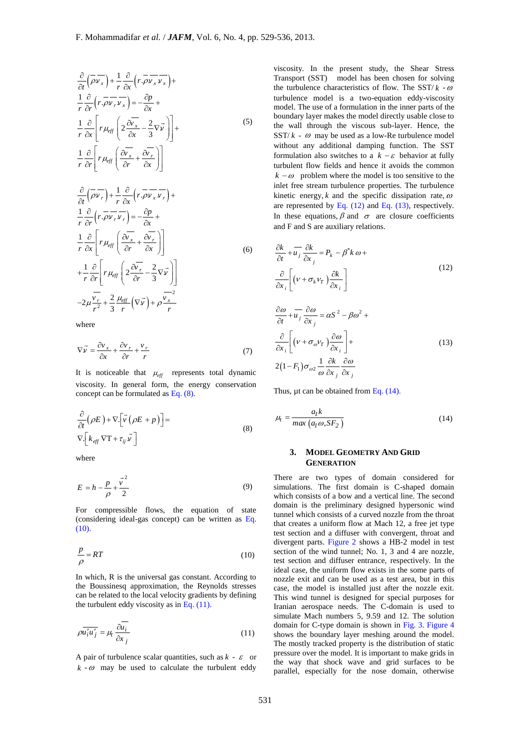$$\frac{\partial}{\partial t}\left(\overline{\rho v_x}\right)+\frac{1}{r}\frac{\partial}{\partial x}\left(r.\overline{\rho}\overline{v_x}\,\overline{v_x}\right)+\frac{1}{r}\frac{\partial}{\partial r}\left(r.\overline{\rho}\overline{v_r}\,\overline{v_x}\right)=-\frac{\partial p}{\partial x}+\frac{1}{r}\frac{\partial}{\partial x}\left[r\mu_{eff}\left(2\frac{\partial \overline{v_x}}{\partial x}-\frac{2}{3}\nabla\vec{v}\right)\right]+\frac{1}{r}\frac{\partial}{\partial r}\left[r\mu_{eff}\left(\frac{\partial \overline{v_x}}{\partial r}+\frac{\partial \overline{v_r}}{\partial x}\right)\right] \tag{5}$$

$$\frac{\partial}{\partial t}\left(\overline{\rho v_r}\right)+\frac{1}{r}\frac{\partial}{\partial x}\left(r.\overline{\rho}\overline{v_x}\,\overline{v_r}\right)+\frac{1}{r}\frac{\partial}{\partial r}\left(r.\overline{\rho}\overline{v_r}\,\overline{v_r}\right)=-\frac{\partial p}{\partial x}+\frac{1}{r}\frac{\partial}{\partial x}\left[r\mu_{eff}\left(\frac{\partial \overline{v_x}}{\partial r}+\frac{\partial \overline{v_r}}{\partial x}\right)\right]+\frac{1}{r}\frac{\partial}{\partial r}\left[r\mu_{eff}\left(2\frac{\partial \overline{v_r}}{\partial r}-\frac{2}{3}\nabla\vec{v}\right)\right]-2\mu\frac{\overline{v_r}}{r^2}+\frac{2}{3}\frac{\mu_{eff}}{r}\left(\nabla\vec{v}\right)+\rho\frac{\overline{v_x}^2}{r} \tag{6}$$

where

$$\nabla\vec{v}=\frac{\partial v_x}{\partial x}+\frac{\partial v_r}{\partial r}+\frac{v_r}{r} \tag{7}$$

It is noticeable that $\mu_{eff}$ represents total dynamic viscosity. In general form, the energy conservation concept can be formulated as Eq. (8).

$$\frac{\partial}{\partial t}\left(\rho E\right)+\nabla.\left[\vec{v}\left(\rho E+p\right)\right]=\nabla.\left[k_{eff}\,\nabla \mathrm{T}+\tau_{ij}\,\vec{v}\right] \tag{8}$$

where

$$E=h-\frac{p}{\rho}+\frac{\vec{v}^2}{2} \tag{9}$$

For compressible flows, the equation of state (considering ideal-gas concept) can be written as Eq. (10).

$$\frac{p}{\rho}=RT \tag{10}$$

In which, R is the universal gas constant. According to the Boussinesq approximation, the Reynolds stresses can be related to the local velocity gradients by defining the turbulent eddy viscosity as in Eq. (11).

$$\rho\overline{u_i'u_j'}=\mu_t\frac{\partial \overline{u_i}}{\partial x_j} \tag{11}$$

A pair of turbulence scalar quantities, such as $k$ - $\varepsilon$ or $k$ - $\omega$ may be used to calculate the turbulent eddy viscosity. In the present study, the Shear Stress Transport (SST) model has been chosen for solving the turbulence characteristics of flow. The SST/ $k$ - $\omega$ turbulence model is a two-equation eddy-viscosity model. The use of a formulation in the inner parts of the boundary layer makes the model directly usable close to the wall through the viscous sub-layer. Hence, the SST/ $k$ - $\omega$ may be used as a low-Re turbulence model without any additional damping function. The SST formulation also switches to a $k-\varepsilon$ behavior at fully turbulent flow fields and hence it avoids the common $k-\omega$ problem where the model is too sensitive to the inlet free stream turbulence properties. The turbulence kinetic energy, $k$ and the specific dissipation rate, $\omega$ are represented by Eq. (12) and Eq. (13), respectively. In these equations, $\beta$ and $\sigma$ are closure coefficients and F and S are auxiliary relations.

$$\frac{\partial k}{\partial t}+\overline{u_j}\frac{\partial k}{\partial x_j}=P_k-\beta^{*}k\,\omega+\frac{\partial}{\partial x_i}\left[\left(\nu+\sigma_k\nu_T\right)\frac{\partial k}{\partial x_i}\right] \tag{12}$$

$$\frac{\partial \omega}{\partial t}+\overline{u_j}\frac{\partial \omega}{\partial x_j}=\alpha S^2-\beta\omega^2+\frac{\partial}{\partial x_i}\left[\left(\nu+\sigma_\omega\nu_T\right)\frac{\partial \omega}{\partial x_i}\right]+2\left(1-F_1\right)\sigma_{\omega 2}\frac{1}{\omega}\frac{\partial k}{\partial x_j}\frac{\partial \omega}{\partial x_j} \tag{13}$$

Thus, μt can be obtained from Eq. (14).

$$\mu_t=\frac{a_1 k}{max\left(a_1\omega, SF_2\right)} \tag{14}$$

## 3. Model Geometry and Grid Generation

There are two types of domain considered for simulations. The first domain is C-shaped domain which consists of a bow and a vertical line. The second domain is the preliminary designed hypersonic wind tunnel which consists of a curved nozzle from the throat that creates a uniform flow at Mach 12, a free jet type test section and a diffuser with convergent, throat and divergent parts. Figure 2 shows a HB-2 model in test section of the wind tunnel; No. 1, 3 and 4 are nozzle, test section and diffuser entrance, respectively. In the ideal case, the uniform flow exists in the some parts of nozzle exit and can be used as a test area, but in this case, the model is installed just after the nozzle exit. This wind tunnel is designed for special purposes for Iranian aerospace needs. The C-domain is used to simulate Mach numbers 5, 9.59 and 12. The solution domain for C-type domain is shown in Fig. 3. Figure 4 shows the boundary layer meshing around the model. The mostly tracked property is the distribution of static pressure over the model. It is important to make grids in the way that shock wave and grid surfaces to be parallel, especially for the nose domain, otherwise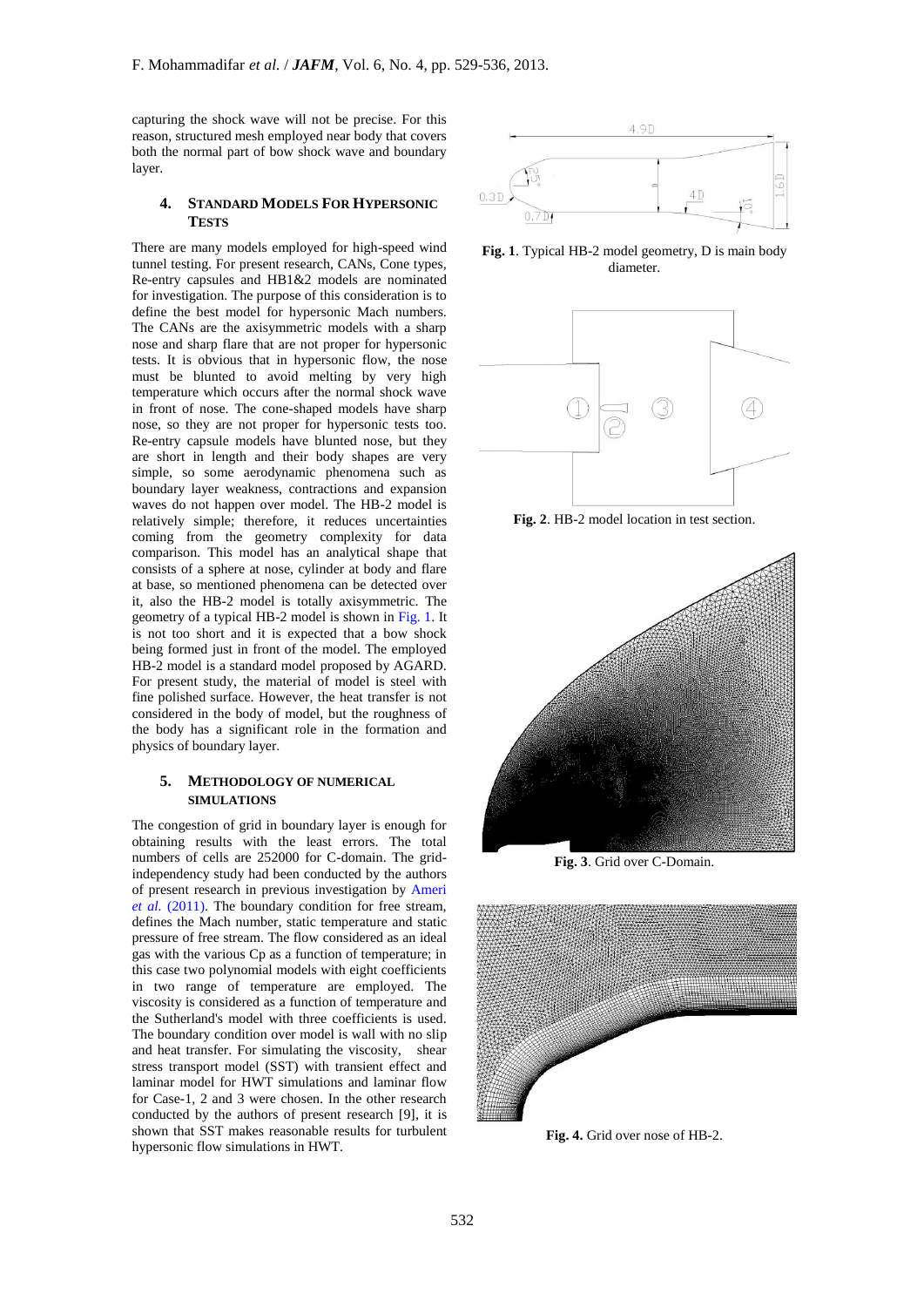capturing the shock wave will not be precise. For this reason, structured mesh employed near body that covers both the normal part of bow shock wave and boundary layer.

## 4. Standard Models For Hypersonic Tests

There are many models employed for high-speed wind tunnel testing. For present research, CANs, Cone types, Re-entry capsules and HB1&2 models are nominated for investigation. The purpose of this consideration is to define the best model for hypersonic Mach numbers. The CANs are the axisymmetric models with a sharp nose and sharp flare that are not proper for hypersonic tests. It is obvious that in hypersonic flow, the nose must be blunted to avoid melting by very high temperature which occurs after the normal shock wave in front of nose. The cone-shaped models have sharp nose, so they are not proper for hypersonic tests too. Re-entry capsule models have blunted nose, but they are short in length and their body shapes are very simple, so some aerodynamic phenomena such as boundary layer weakness, contractions and expansion waves do not happen over model. The HB-2 model is relatively simple; therefore, it reduces uncertainties coming from the geometry complexity for data comparison. This model has an analytical shape that consists of a sphere at nose, cylinder at body and flare at base, so mentioned phenomena can be detected over it, also the HB-2 model is totally axisymmetric. The geometry of a typical HB-2 model is shown in Fig. 1. It is not too short and it is expected that a bow shock being formed just in front of the model. The employed HB-2 model is a standard model proposed by AGARD. For present study, the material of model is steel with fine polished surface. However, the heat transfer is not considered in the body of model, but the roughness of the body has a significant role in the formation and physics of boundary layer.

## 5. Methodology of Numerical Simulations

The congestion of grid in boundary layer is enough for obtaining results with the least errors. The total numbers of cells are 252000 for C-domain. The grid-independency study had been conducted by the authors of present research in previous investigation by Ameri *et al.* (2011). The boundary condition for free stream, defines the Mach number, static temperature and static pressure of free stream. The flow considered as an ideal gas with the various Cp as a function of temperature; in this case two polynomial models with eight coefficients in two range of temperature are employed. The viscosity is considered as a function of temperature and the Sutherland's model with three coefficients is used. The boundary condition over model is wall with no slip and heat transfer. For simulating the viscosity, shear stress transport model (SST) with transient effect and laminar model for HWT simulations and laminar flow for Case-1, 2 and 3 were chosen. In the other research conducted by the authors of present research [9], it is shown that SST makes reasonable results for turbulent hypersonic flow simulations in HWT.

**Fig. 1**. Typical HB-2 model geometry, D is main body diameter.

**Fig. 2**. HB-2 model location in test section.

**Fig. 3**. Grid over C-Domain.

**Fig. 4.** Grid over nose of HB-2.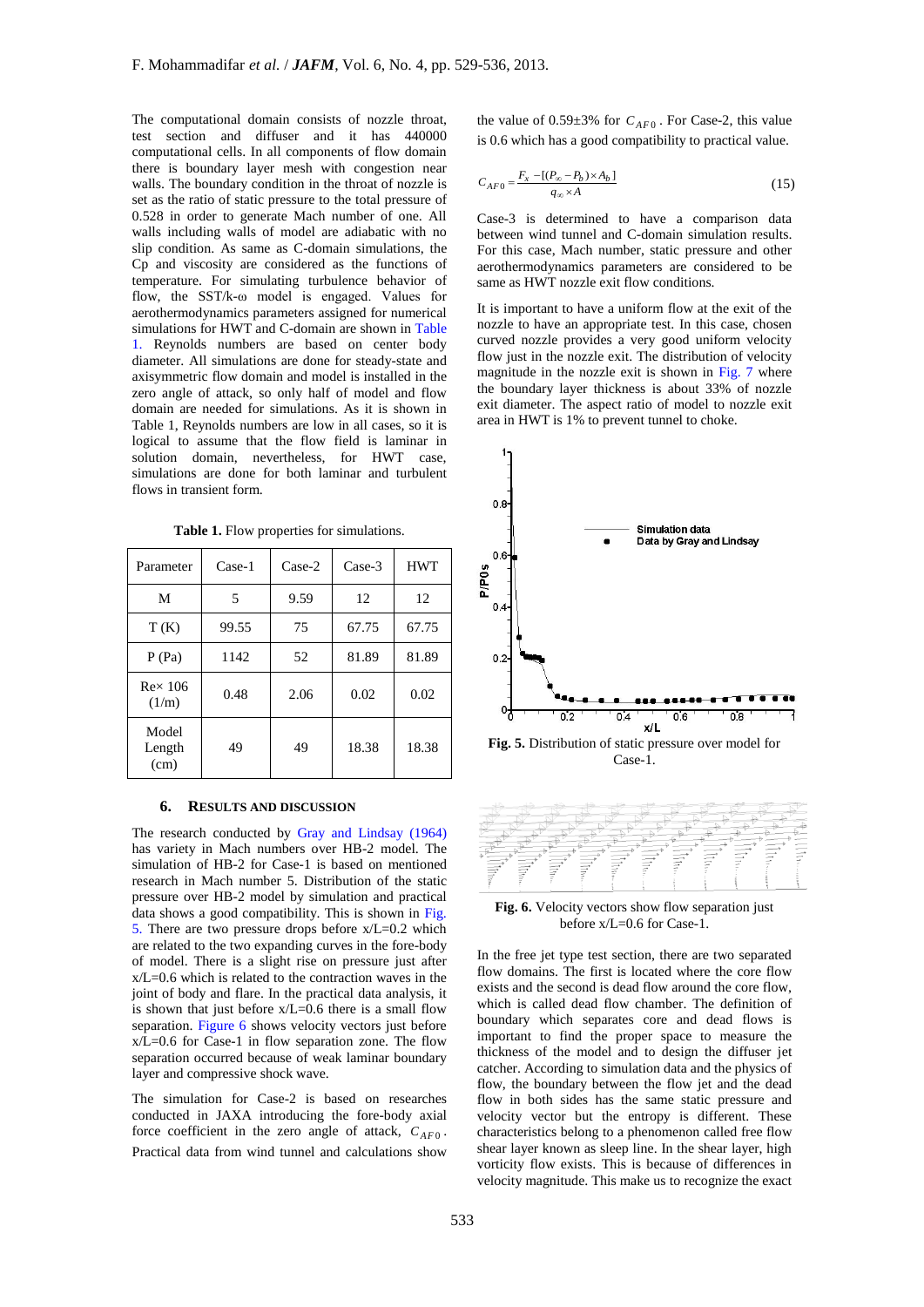The computational domain consists of nozzle throat, test section and diffuser and it has 440000 computational cells. In all components of flow domain there is boundary layer mesh with congestion near walls. The boundary condition in the throat of nozzle is set as the ratio of static pressure to the total pressure of 0.528 in order to generate Mach number of one. All walls including walls of model are adiabatic with no slip condition. As same as C-domain simulation, the Cp and viscosity are considered as the functions of temperature. For simulating turbulence behavior of flow, the SST/k-ω model is engaged. Values for aerothermodynamics parameters assigned for numerical simulations for HWT and C-domain are shown in Table 1. Reynolds numbers are based on center body diameter. All simulations are done for steady-state and axisymmetric flow domain and model is installed in the zero angle of attack, so only half of model and flow domain are needed for simulations. As it is shown in Table 1, Reynolds numbers are low in all cases, so it is logical to assume that the flow field is laminar in solution domain, nevertheless, for HWT case, simulations are done for both laminar and turbulent flows in transient form.

**Table 1.** Flow properties for simulations.

| Parameter | Case-1 | Case-2 | Case-3 | HWT |
|---|---|---|---|---|
| M | 5 | 9.59 | 12 | 12 |
| T (K) | 99.55 | 75 | 67.75 | 67.75 |
| P (Pa) | 1142 | 52 | 81.89 | 81.89 |
| Re× 106 (1/m) | 0.48 | 2.06 | 0.02 | 0.02 |
| Model Length (cm) | 49 | 49 | 18.38 | 18.38 |

## 6. Results and Discussion

The research conducted by Gray and Lindsay (1964) has variety in Mach numbers over HB-2 model. The simulation of HB-2 for Case-1 is based on mentioned research in Mach number 5. Distribution of the static pressure over HB-2 model by simulation and practical data shows a good compatibility. This is shown in Fig. 5. There are two pressure drops before x/L=0.2 which are related to the two expanding curves in the fore-body of model. There is a slight rise on pressure just after x/L=0.6 which is related to the contraction waves in the joint of body and flare. In the practical data analysis, it is shown that just before x/L=0.6 there is a small flow separation. Figure 6 shows velocity vectors just before x/L=0.6 for Case-1 in flow separation zone. The flow separation occurred because of weak laminar boundary layer and compressive shock wave.

The simulation for Case-2 is based on researches conducted in JAXA introducing the fore-body axial force coefficient in the zero angle of attack, $C_{AF0}$. Practical data from wind tunnel and calculations show the value of 0.59±3% for $C_{AF0}$. For Case-2, this value is 0.6 which has a good compatibility to practical value.

$$C_{AF0} = \frac{F_x - [(P_\infty - P_b)\times A_b]}{q_\infty \times A} \tag{15}$$

Case-3 is determined to have a comparison data between wind tunnel and C-domain simulation results. For this case, Mach number, static pressure and other aerothermodynamics parameters are considered to be same as HWT nozzle exit flow conditions.

It is important to have a uniform flow at the exit of the nozzle to have an appropriate test. In this case, chosen curved nozzle provides a very good uniform velocity flow just in the nozzle exit. The distribution of velocity magnitude in the nozzle exit is shown in Fig. 7 where the boundary layer thickness is about 33% of nozzle exit diameter. The aspect ratio of model to nozzle exit area in HWT is 1% to prevent tunnel to choke.

**Fig. 5.** Distribution of static pressure over model for Case-1.

**Fig. 6.** Velocity vectors show flow separation just before x/L=0.6 for Case-1.

In the free jet type test section, there are two separated flow domains. The first is located where the core flow exists and the second is dead flow around the core flow, which is called dead flow chamber. The definition of boundary which separates core and dead flows is important to find the proper space to measure the thickness of the model and to design the diffuser jet catcher. According to simulation data and the physics of flow, the boundary between the flow jet and the dead flow in both sides has the same static pressure and velocity vector but the entropy is different. These characteristics belong to a phenomenon called free flow shear layer known as sleep line. In the shear layer, high vorticity flow exists. This is because of differences in velocity magnitude. This make us to recognize the exact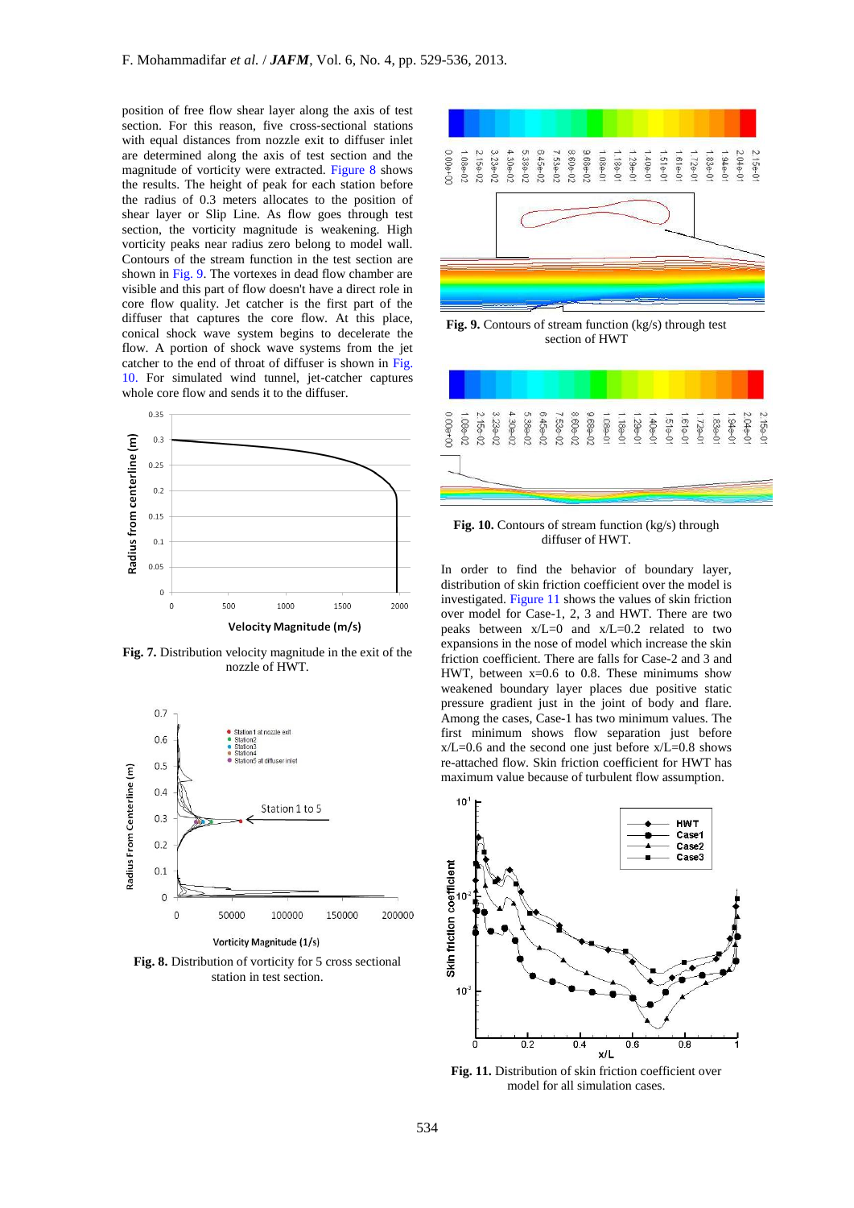position of free flow shear layer along the axis of test section. For this reason, five cross-sectional stations with equal distances from nozzle exit to diffuser inlet are determined along the axis of test section and the magnitude of vorticity were extracted. Figure 8 shows the results. The height of peak for each station before the radius of 0.3 meters allocates to the position of shear layer or Slip Line. As flow goes through test section, the vorticity magnitude is weakening. High vorticity peaks near radius zero belong to model wall. Contours of the stream function in the test section are shown in Fig. 9. The vortexes in dead flow chamber are visible and this part of flow doesn't have a direct role in core flow quality. Jet catcher is the first part of the diffuser that captures the core flow. At this place, conical shock wave system begins to decelerate the flow. A portion of shock wave systems from the jet catcher to the end of throat of diffuser is shown in Fig. 10. For simulated wind tunnel, jet-catcher captures whole core flow and sends it to the diffuser.

**Fig. 7.** Distribution velocity magnitude in the exit of the nozzle of HWT.

**Fig. 8.** Distribution of vorticity for 5 cross sectional station in test section.

**Fig. 9.** Contours of stream function (kg/s) through test section of HWT

**Fig. 10.** Contours of stream function (kg/s) through diffuser of HWT.

In order to find the behavior of boundary layer, distribution of skin friction coefficient over the model is investigated. Figure 11 shows the values of skin friction over model for Case-1, 2, 3 and HWT. There are two peaks between x/L=0 and x/L=0.2 related to two expansions in the nose of model which increase the skin friction coefficient. There are falls for Case-2 and 3 and HWT, between x=0.6 to 0.8. These minimums show weakened boundary layer places due positive static pressure gradient just in the joint of body and flare. Among the cases, Case-1 has two minimum values. The first minimum shows flow separation just before x/L=0.6 and the second one just before x/L=0.8 shows re-attached flow. Skin friction coefficient for HWT has maximum value because of turbulent flow assumption.

**Fig. 11.** Distribution of skin friction coefficient over model for all simulation cases.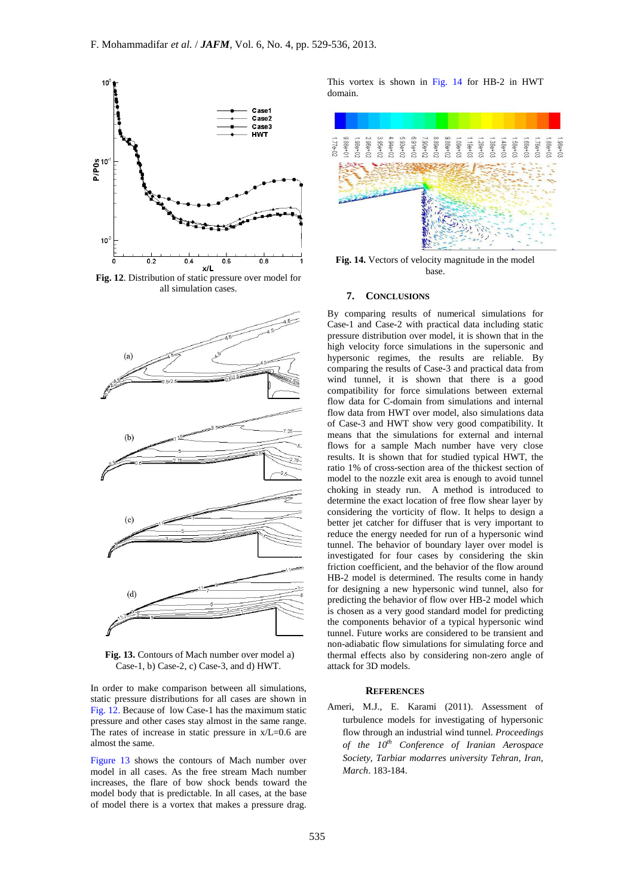Fig. 12. Distribution of static pressure over model for all simulation cases.

Fig. 13. Contours of Mach number over model a) Case-1, b) Case-2, c) Case-3, and d) HWT.

In order to make comparison between all simulations, static pressure distributions for all cases are shown in Fig. 12. Because of low Case-1 has the maximum static pressure and other cases stay almost in the same range. The rates of increase in static pressure in x/L=0.6 are almost the same.

Figure 13 shows the contours of Mach number over model in all cases. As the free stream Mach number increases, the flare of bow shock bends toward the model body that is predictable. In all cases, at the base of model there is a vortex that makes a pressure drag. This vortex is shown in Fig. 14 for HB-2 in HWT domain.

Fig. 14. Vectors of velocity magnitude in the model base.

## 7. CONCLUSIONS

By comparing results of numerical simulations for Case-1 and Case-2 with practical data including static pressure distribution over model, it is shown that in the high velocity force simulations in the supersonic and hypersonic regimes, the results are reliable. By comparing the results of Case-3 and practical data from wind tunnel, it is shown that there is a good compatibility for force simulations between external flow data for C-domain from simulations and internal flow data from HWT over model, also simulations data of Case-3 and HWT show very good compatibility. It means that the simulations for external and internal flows for a sample Mach number have very close results. It is shown that for studied typical HWT, the ratio 1% of cross-section area of the thickest section of model to the nozzle exit area is enough to avoid tunnel choking in steady run. A method is introduced to determine the exact location of free flow shear layer by considering the vorticity of flow. It helps to design a better jet catcher for diffuser that is very important to reduce the energy needed for run of a hypersonic wind tunnel. The behavior of boundary layer over model is investigated for four cases by considering the skin friction coefficient, and the behavior of the flow around HB-2 model is determined. The results come in handy for designing a new hypersonic wind tunnel, also for predicting the behavior of flow over HB-2 model which is chosen as a very good standard model for predicting the components behavior of a typical hypersonic wind tunnel. Future works are considered to be transient and non-adiabatic flow simulations for simulating force and thermal effects also by considering non-zero angle of attack for 3D models.

## REFERENCES

Ameri, M.J., E. Karami (2011). Assessment of turbulence models for investigating of hypersonic flow through an industrial wind tunnel. *Proceedings of the 10th Conference of Iranian Aerospace Society, Tarbiar modarres university Tehran, Iran, March*. 183-184.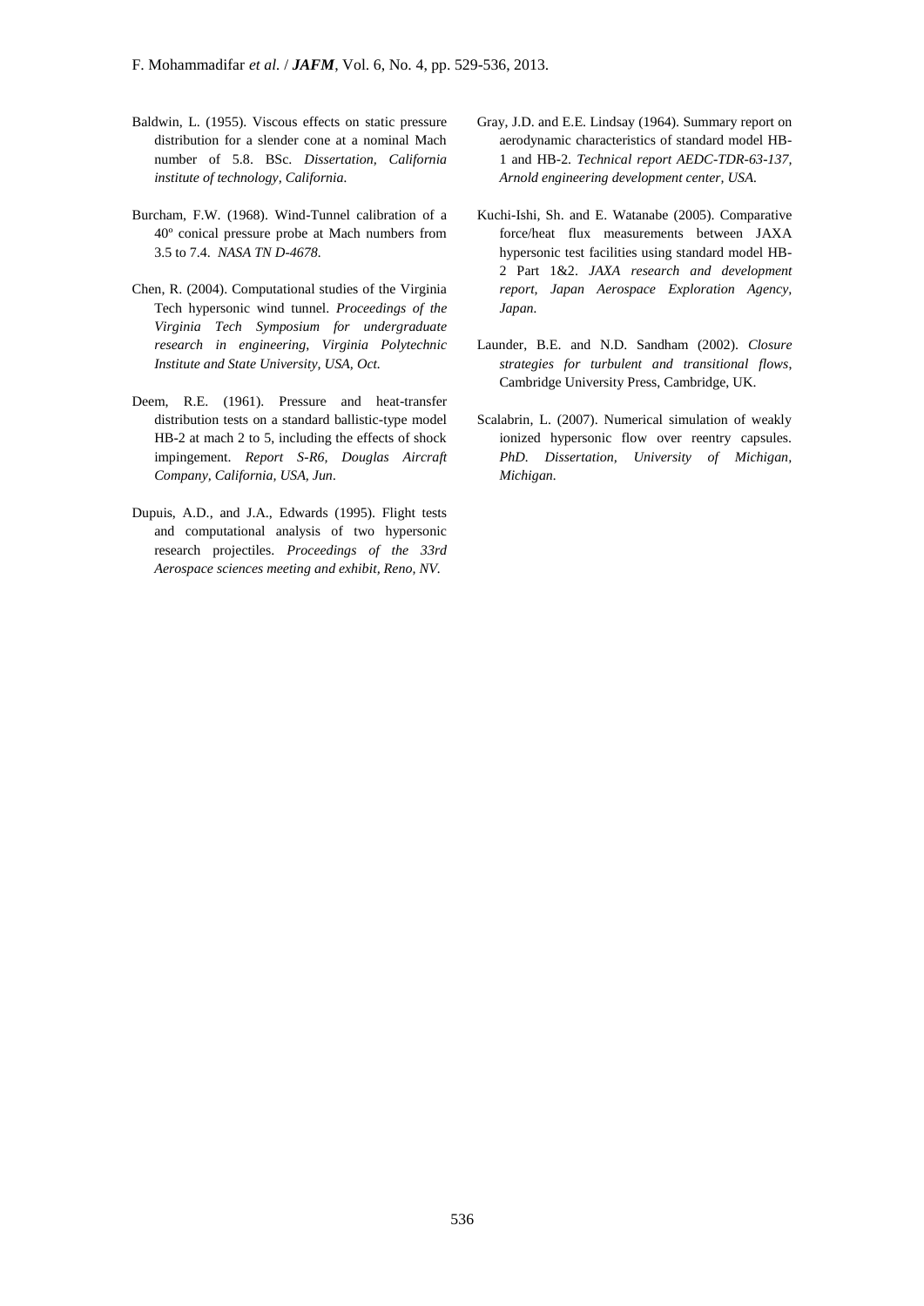Baldwin, L. (1955). Viscous effects on static pressure distribution for a slender cone at a nominal Mach number of 5.8. BSc. *Dissertation, California institute of technology, California.*

Burcham, F.W. (1968). Wind-Tunnel calibration of a 40º conical pressure probe at Mach numbers from 3.5 to 7.4. *NASA TN D-4678*.

Chen, R. (2004). Computational studies of the Virginia Tech hypersonic wind tunnel. *Proceedings of the Virginia Tech Symposium for undergraduate research in engineering, Virginia Polytechnic Institute and State University, USA, Oct.*

Deem, R.E. (1961). Pressure and heat-transfer distribution tests on a standard ballistic-type model HB-2 at mach 2 to 5, including the effects of shock impingement. *Report S-R6, Douglas Aircraft Company, California, USA, Jun*.

Dupuis, A.D., and J.A., Edwards (1995). Flight tests and computational analysis of two hypersonic research projectiles. *Proceedings of the 33rd Aerospace sciences meeting and exhibit, Reno, NV.*

Gray, J.D. and E.E. Lindsay (1964). Summary report on aerodynamic characteristics of standard model HB-1 and HB-2. *Technical report AEDC-TDR-63-137, Arnold engineering development center, USA.*

Kuchi-Ishi, Sh. and E. Watanabe (2005). Comparative force/heat flux measurements between JAXA hypersonic test facilities using standard model HB-2 Part 1&2. *JAXA research and development report, Japan Aerospace Exploration Agency, Japan.*

Launder, B.E. and N.D. Sandham (2002). *Closure strategies for turbulent and transitional flows*, Cambridge University Press, Cambridge, UK.

Scalabrin, L. (2007). Numerical simulation of weakly ionized hypersonic flow over reentry capsules. *PhD. Dissertation, University of Michigan, Michigan.*